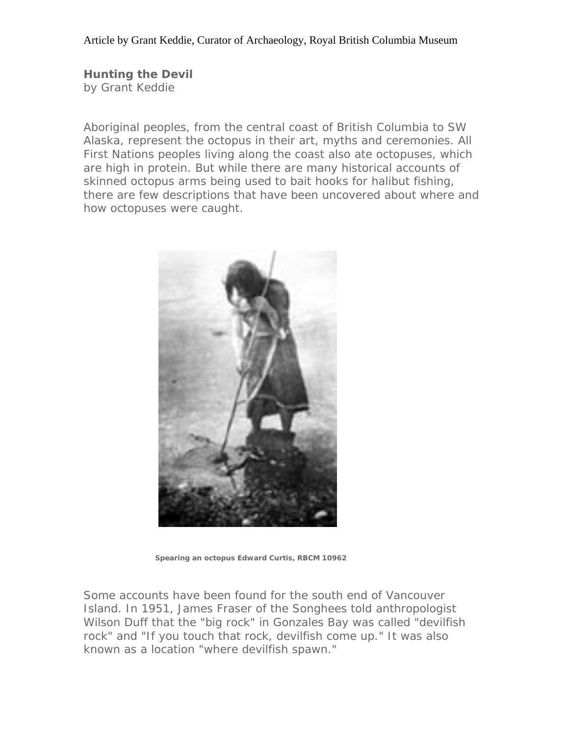Article by Grant Keddie, Curator of Archaeology, Royal British Columbia Museum

**Hunting the Devil**
by Grant Keddie

Aboriginal peoples, from the central coast of British Columbia to SW Alaska, represent the octopus in their art, myths and ceremonies. All First Nations peoples living along the coast also ate octopuses, which are high in protein. But while there are many historical accounts of skinned octopus arms being used to bait hooks for halibut fishing, there are few descriptions that have been uncovered about where and how octopuses were caught.

**Spearing an octopus Edward Curtis, RBCM 10962**

Some accounts have been found for the south end of Vancouver Island. In 1951, James Fraser of the Songhees told anthropologist Wilson Duff that the "big rock" in Gonzales Bay was called "devilfish rock" and "If you touch that rock, devilfish come up." It was also known as a location "where devilfish spawn."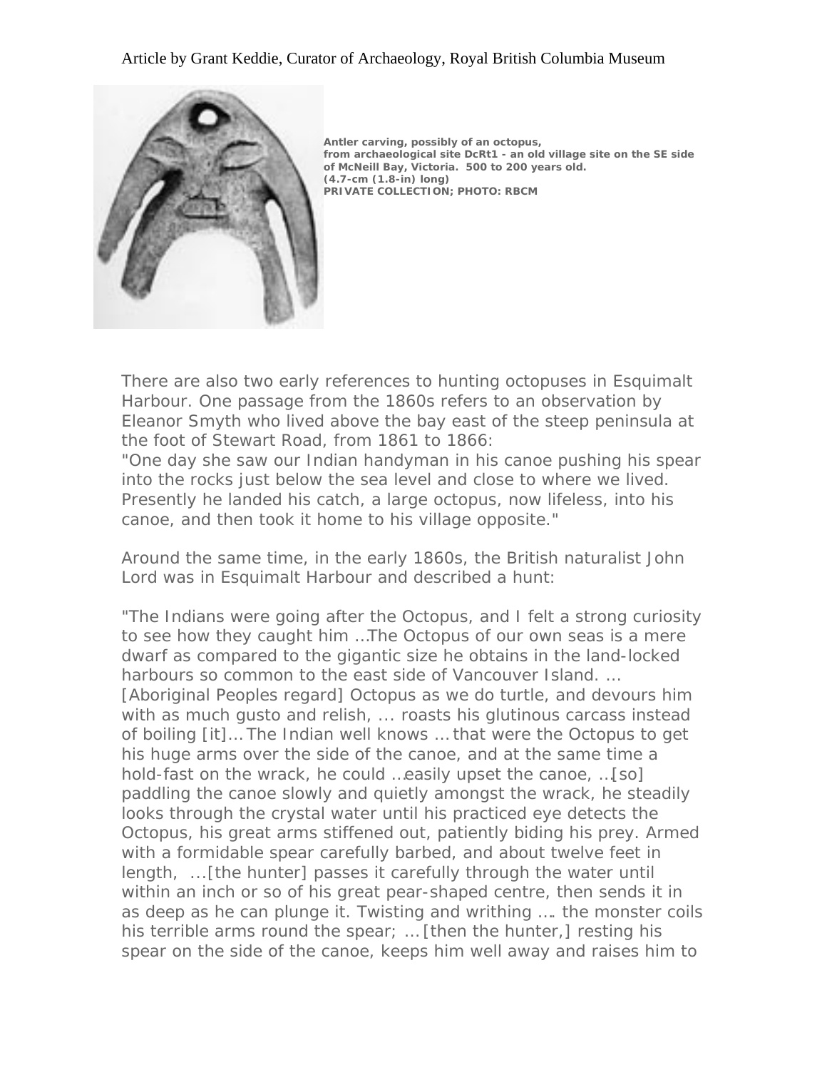Article by Grant Keddie, Curator of Archaeology, Royal British Columbia Museum

**Antler carving, possibly of an octopus, from archaeological site DcRt1 - an old village site on the SE side of McNeill Bay, Victoria. 500 to 200 years old. (4.7-cm (1.8-in) long)**
**PRIVATE COLLECTION; PHOTO: RBCM**

There are also two early references to hunting octopuses in Esquimalt Harbour. One passage from the 1860s refers to an observation by Eleanor Smyth who lived above the bay east of the steep peninsula at the foot of Stewart Road, from 1861 to 1866:
"One day she saw our Indian handyman in his canoe pushing his spear into the rocks just below the sea level and close to where we lived. Presently he landed his catch, a large octopus, now lifeless, into his canoe, and then took it home to his village opposite."

Around the same time, in the early 1860s, the British naturalist John Lord was in Esquimalt Harbour and described a hunt:

"The Indians were going after the Octopus, and I felt a strong curiosity to see how they caught him ...The Octopus of our own seas is a mere dwarf as compared to the gigantic size he obtains in the land-locked harbours so common to the east side of Vancouver Island. ... [Aboriginal Peoples regard] Octopus as we do turtle, and devours him with as much gusto and relish, ... roasts his glutinous carcass instead of boiling [it]... The Indian well knows ... that were the Octopus to get his huge arms over the side of the canoe, and at the same time a hold-fast on the wrack, he could ...easily upset the canoe, ...[so] paddling the canoe slowly and quietly amongst the wrack, he steadily looks through the crystal water until his practiced eye detects the Octopus, his great arms stiffened out, patiently biding his prey. Armed with a formidable spear carefully barbed, and about twelve feet in length, ...[the hunter] passes it carefully through the water until within an inch or so of his great pear-shaped centre, then sends it in as deep as he can plunge it. Twisting and writhing .... the monster coils his terrible arms round the spear; ... [then the hunter,] resting his spear on the side of the canoe, keeps him well away and raises him to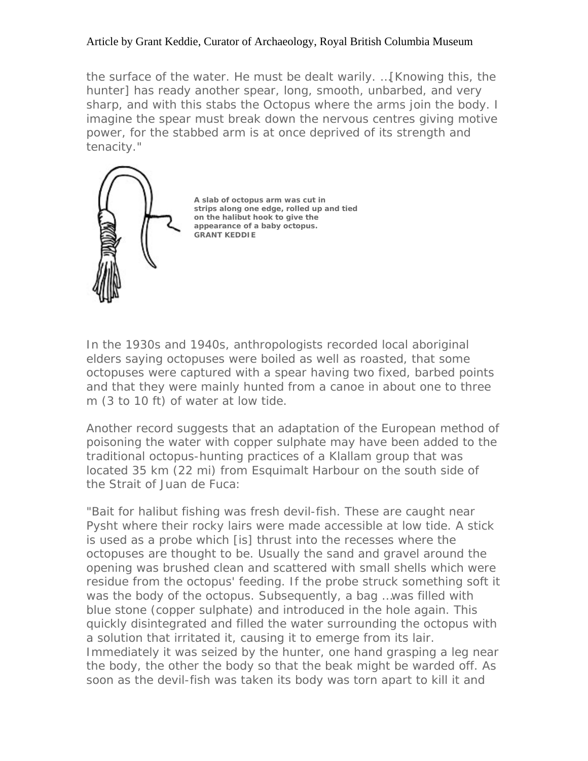the surface of the water. He must be dealt warily. ...[Knowing this, the hunter] has ready another spear, long, smooth, unbarbed, and very sharp, and with this stabs the Octopus where the arms join the body. I imagine the spear must break down the nervous centres giving motive power, for the stabbed arm is at once deprived of its strength and tenacity."

**A slab of octopus arm was cut in strips along one edge, rolled up and tied on the halibut hook to give the appearance of a baby octopus. GRANT KEDDIE**

In the 1930s and 1940s, anthropologists recorded local aboriginal elders saying octopuses were boiled as well as roasted, that some octopuses were captured with a spear having two fixed, barbed points and that they were mainly hunted from a canoe in about one to three m (3 to 10 ft) of water at low tide.

Another record suggests that an adaptation of the European method of poisoning the water with copper sulphate may have been added to the traditional octopus-hunting practices of a Klallam group that was located 35 km (22 mi) from Esquimalt Harbour on the south side of the Strait of Juan de Fuca:

"Bait for halibut fishing was fresh devil-fish. These are caught near Pysht where their rocky lairs were made accessible at low tide. A stick is used as a probe which [is] thrust into the recesses where the octopuses are thought to be. Usually the sand and gravel around the opening was brushed clean and scattered with small shells which were residue from the octopus' feeding. If the probe struck something soft it was the body of the octopus. Subsequently, a bag ...was filled with blue stone (copper sulphate) and introduced in the hole again. This quickly disintegrated and filled the water surrounding the octopus with a solution that irritated it, causing it to emerge from its lair. Immediately it was seized by the hunter, one hand grasping a leg near the body, the other the body so that the beak might be warded off. As soon as the devil-fish was taken its body was torn apart to kill it and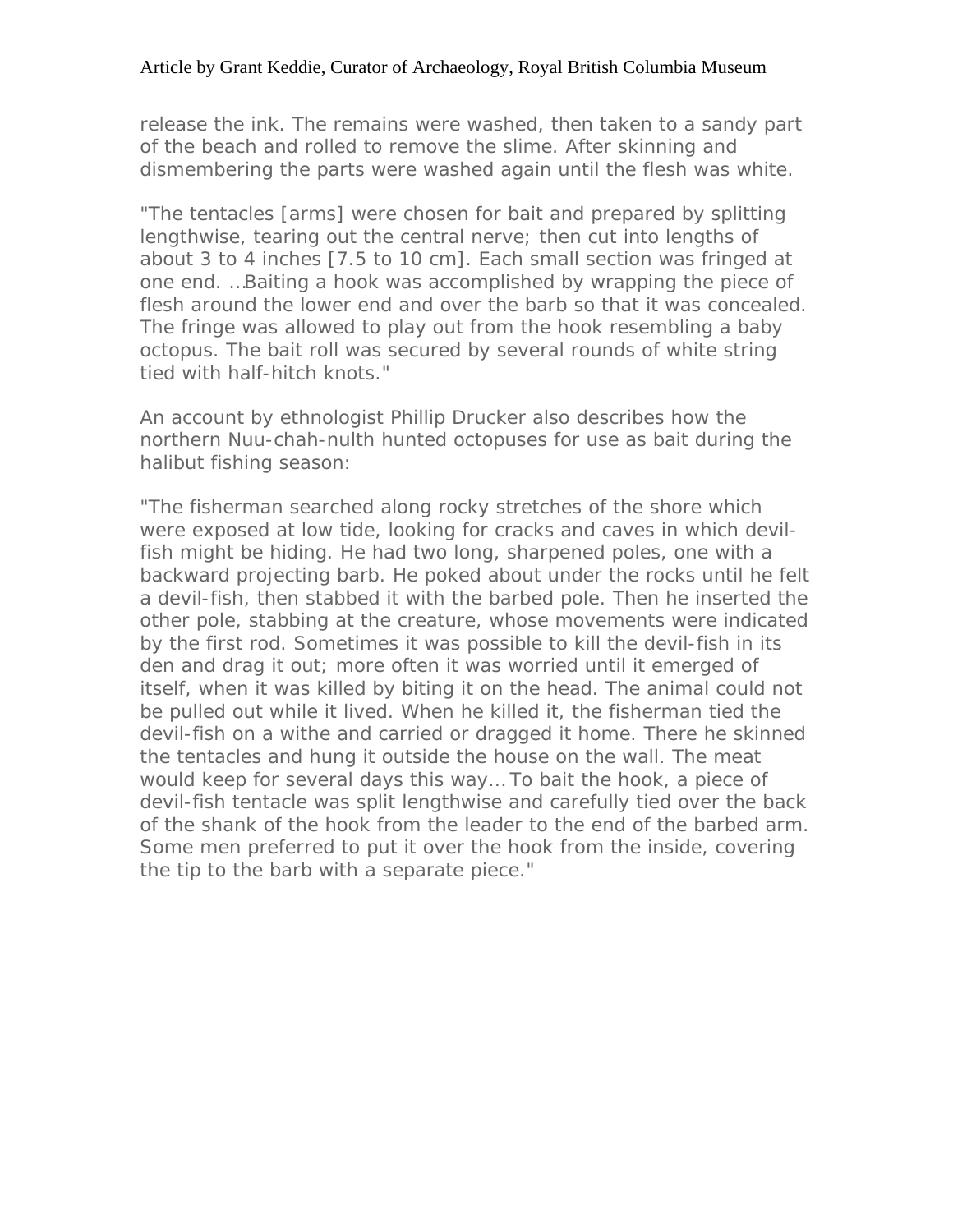release the ink. The remains were washed, then taken to a sandy part of the beach and rolled to remove the slime. After skinning and dismembering the parts were washed again until the flesh was white.

"The tentacles [arms] were chosen for bait and prepared by splitting lengthwise, tearing out the central nerve; then cut into lengths of about 3 to 4 inches [7.5 to 10 cm]. Each small section was fringed at one end. …Baiting a hook was accomplished by wrapping the piece of flesh around the lower end and over the barb so that it was concealed. The fringe was allowed to play out from the hook resembling a baby octopus. The bait roll was secured by several rounds of white string tied with half-hitch knots."

An account by ethnologist Phillip Drucker also describes how the northern Nuu-chah-nulth hunted octopuses for use as bait during the halibut fishing season:

"The fisherman searched along rocky stretches of the shore which were exposed at low tide, looking for cracks and caves in which devil-fish might be hiding. He had two long, sharpened poles, one with a backward projecting barb. He poked about under the rocks until he felt a devil-fish, then stabbed it with the barbed pole. Then he inserted the other pole, stabbing at the creature, whose movements were indicated by the first rod. Sometimes it was possible to kill the devil-fish in its den and drag it out; more often it was worried until it emerged of itself, when it was killed by biting it on the head. The animal could not be pulled out while it lived. When he killed it, the fisherman tied the devil-fish on a withe and carried or dragged it home. There he skinned the tentacles and hung it outside the house on the wall. The meat would keep for several days this way… To bait the hook, a piece of devil-fish tentacle was split lengthwise and carefully tied over the back of the shank of the hook from the leader to the end of the barbed arm. Some men preferred to put it over the hook from the inside, covering the tip to the barb with a separate piece."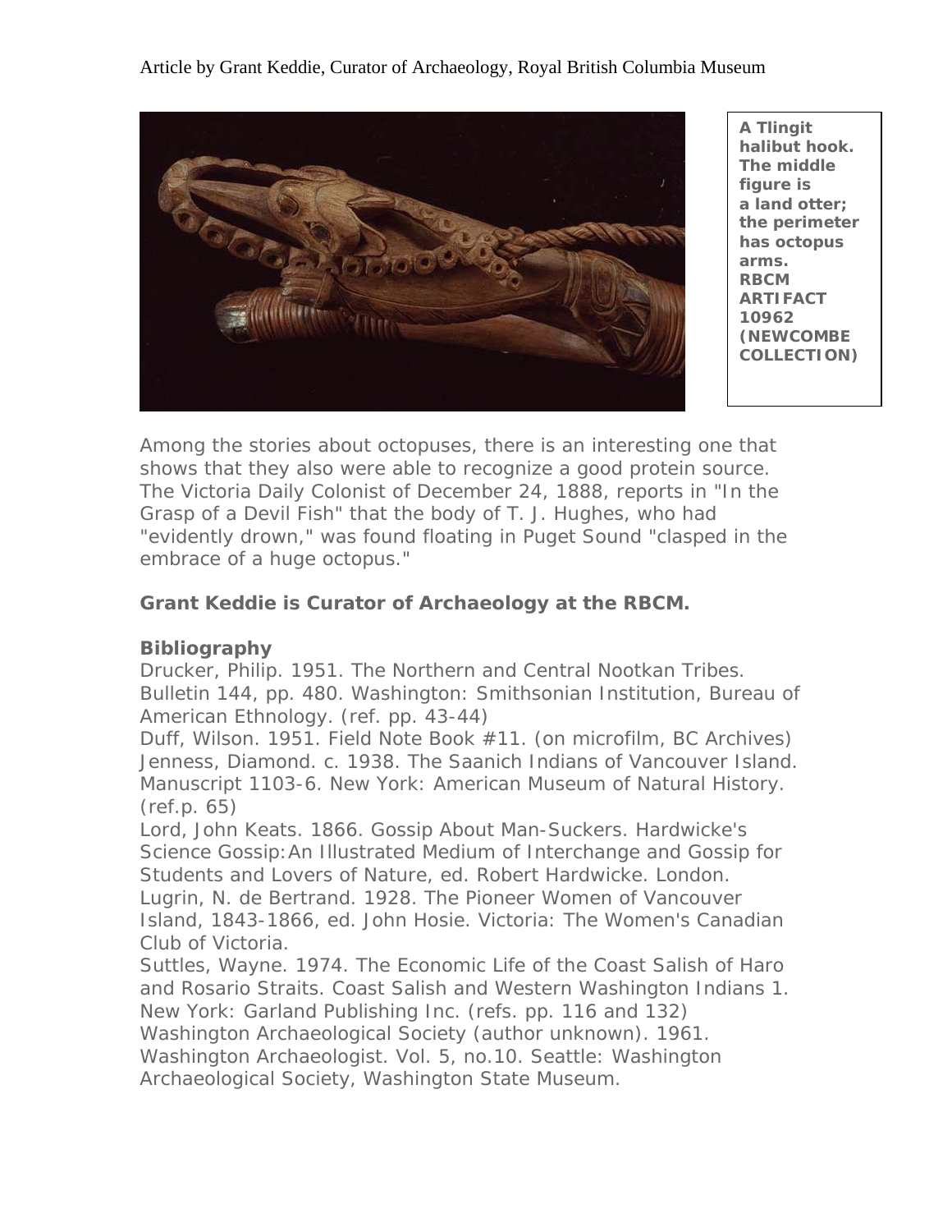A Tlingit halibut hook. The middle figure is a land otter; the perimeter has octopus arms. RBCM ARTIFACT 10962 (NEWCOMBE COLLECTION)

Among the stories about octopuses, there is an interesting one that shows that they also were able to recognize a good protein source. The Victoria Daily Colonist of December 24, 1888, reports in "In the Grasp of a Devil Fish" that the body of T. J. Hughes, who had "evidently drown," was found floating in Puget Sound "clasped in the embrace of a huge octopus."

**Grant Keddie is Curator of Archaeology at the RBCM.**

**Bibliography**

Drucker, Philip. 1951. The Northern and Central Nootkan Tribes. Bulletin 144, pp. 480. Washington: Smithsonian Institution, Bureau of American Ethnology. (ref. pp. 43-44)

Duff, Wilson. 1951. Field Note Book #11. (on microfilm, BC Archives)

Jenness, Diamond. c. 1938. The Saanich Indians of Vancouver Island. Manuscript 1103-6. New York: American Museum of Natural History. (ref.p. 65)

Lord, John Keats. 1866. Gossip About Man-Suckers. Hardwicke's Science Gossip:An Illustrated Medium of Interchange and Gossip for Students and Lovers of Nature, ed. Robert Hardwicke. London.

Lugrin, N. de Bertrand. 1928. The Pioneer Women of Vancouver Island, 1843-1866, ed. John Hosie. Victoria: The Women's Canadian Club of Victoria.

Suttles, Wayne. 1974. The Economic Life of the Coast Salish of Haro and Rosario Straits. Coast Salish and Western Washington Indians 1. New York: Garland Publishing Inc. (refs. pp. 116 and 132)

Washington Archaeological Society (author unknown). 1961. Washington Archaeologist. Vol. 5, no.10. Seattle: Washington Archaeological Society, Washington State Museum.